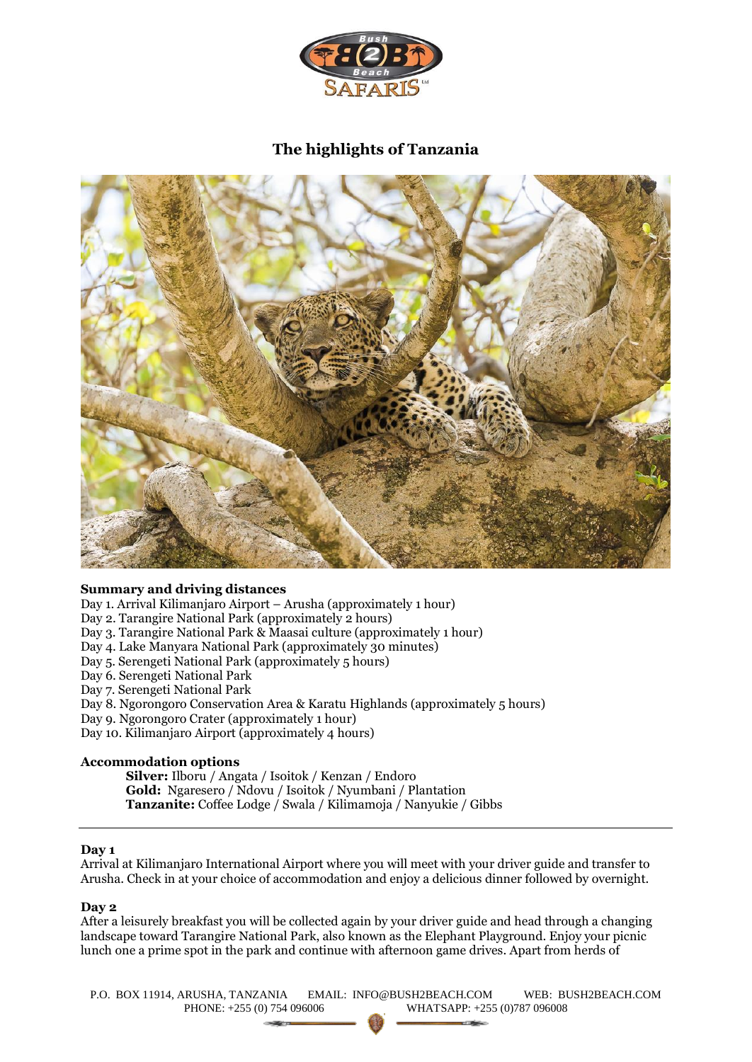# The highlights of Tanzania

**Summary and driving distances**

Day 1. Arrival Kilimanjaro Airport – Arusha (approximately 1 hour)
Day 2. Tarangire National Park (approximately 2 hours)
Day 3. Tarangire National Park & Maasai culture (approximately 1 hour)
Day 4. Lake Manyara National Park (approximately 30 minutes)
Day 5. Serengeti National Park (approximately 5 hours)
Day 6. Serengeti National Park
Day 7. Serengeti National Park
Day 8. Ngorongoro Conservation Area & Karatu Highlands (approximately 5 hours)
Day 9. Ngorongoro Crater (approximately 1 hour)
Day 10. Kilimanjaro Airport (approximately 4 hours)

**Accommodation options**

**Silver:** Ilboru / Angata / Isoitok / Kenzan / Endoro
**Gold:** Ngaresero / Ndovu / Isoitok / Nyumbani / Plantation
**Tanzanite:** Coffee Lodge / Swala / Kilimamoja / Nanyukie / Gibbs

---

**Day 1**

Arrival at Kilimanjaro International Airport where you will meet with your driver guide and transfer to Arusha. Check in at your choice of accommodation and enjoy a delicious dinner followed by overnight.

**Day 2**

After a leisurely breakfast you will be collected again by your driver guide and head through a changing landscape toward Tarangire National Park, also known as the Elephant Playground. Enjoy your picnic lunch one a prime spot in the park and continue with afternoon game drives. Apart from herds of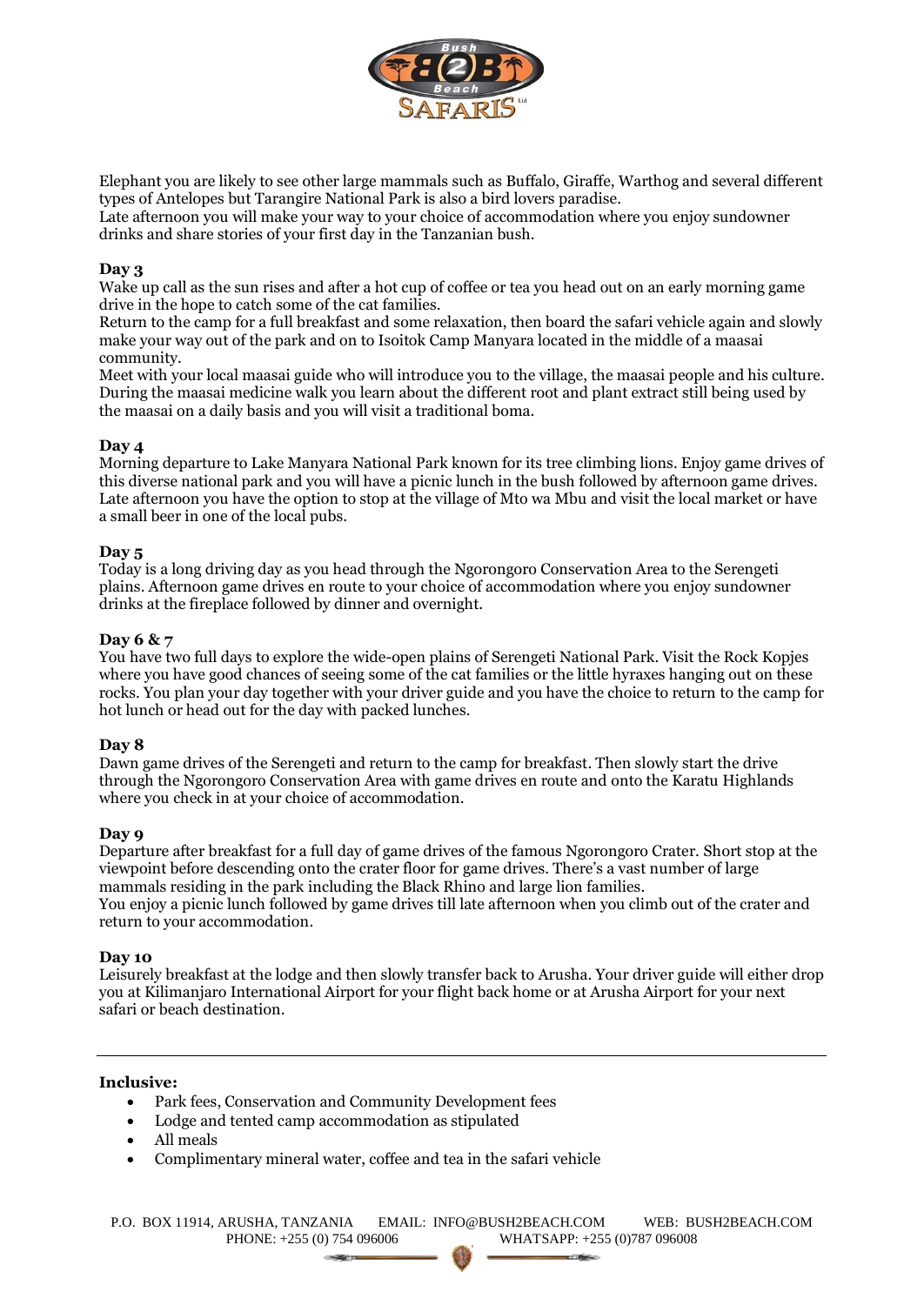Elephant you are likely to see other large mammals such as Buffalo, Giraffe, Warthog and several different types of Antelopes but Tarangire National Park is also a bird lovers paradise.
Late afternoon you will make your way to your choice of accommodation where you enjoy sundowner drinks and share stories of your first day in the Tanzanian bush.

**Day 3**
Wake up call as the sun rises and after a hot cup of coffee or tea you head out on an early morning game drive in the hope to catch some of the cat families.
Return to the camp for a full breakfast and some relaxation, then board the safari vehicle again and slowly make your way out of the park and on to Isoitok Camp Manyara located in the middle of a maasai community.
Meet with your local maasai guide who will introduce you to the village, the maasai people and his culture. During the maasai medicine walk you learn about the different root and plant extract still being used by the maasai on a daily basis and you will visit a traditional boma.

**Day 4**
Morning departure to Lake Manyara National Park known for its tree climbing lions. Enjoy game drives of this diverse national park and you will have a picnic lunch in the bush followed by afternoon game drives. Late afternoon you have the option to stop at the village of Mto wa Mbu and visit the local market or have a small beer in one of the local pubs.

**Day 5**
Today is a long driving day as you head through the Ngorongoro Conservation Area to the Serengeti plains. Afternoon game drives en route to your choice of accommodation where you enjoy sundowner drinks at the fireplace followed by dinner and overnight.

**Day 6 & 7**
You have two full days to explore the wide-open plains of Serengeti National Park. Visit the Rock Kopjes where you have good chances of seeing some of the cat families or the little hyraxes hanging out on these rocks. You plan your day together with your driver guide and you have the choice to return to the camp for hot lunch or head out for the day with packed lunches.

**Day 8**
Dawn game drives of the Serengeti and return to the camp for breakfast. Then slowly start the drive through the Ngorongoro Conservation Area with game drives en route and onto the Karatu Highlands where you check in at your choice of accommodation.

**Day 9**
Departure after breakfast for a full day of game drives of the famous Ngorongoro Crater. Short stop at the viewpoint before descending onto the crater floor for game drives. There's a vast number of large mammals residing in the park including the Black Rhino and large lion families.
You enjoy a picnic lunch followed by game drives till late afternoon when you climb out of the crater and return to your accommodation.

**Day 10**
Leisurely breakfast at the lodge and then slowly transfer back to Arusha. Your driver guide will either drop you at Kilimanjaro International Airport for your flight back home or at Arusha Airport for your next safari or beach destination.

---

**Inclusive:**

- Park fees, Conservation and Community Development fees
- Lodge and tented camp accommodation as stipulated
- All meals
- Complimentary mineral water, coffee and tea in the safari vehicle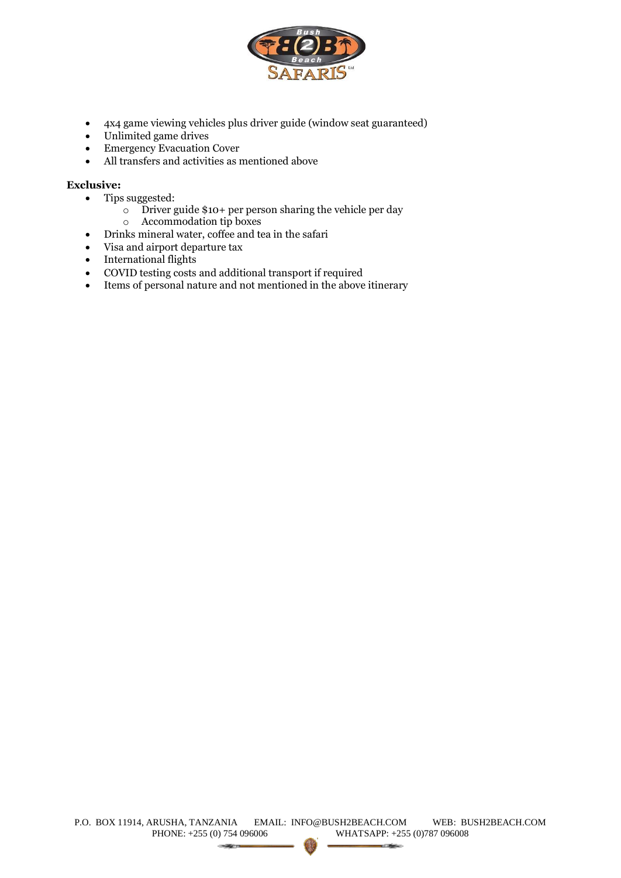- 4x4 game viewing vehicles plus driver guide (window seat guaranteed)
- Unlimited game drives
- Emergency Evacuation Cover
- All transfers and activities as mentioned above

**Exclusive:**

- Tips suggested:
  - Driver guide $10+ per person sharing the vehicle per day
  - Accommodation tip boxes
- Drinks mineral water, coffee and tea in the safari
- Visa and airport departure tax
- International flights
- COVID testing costs and additional transport if required
- Items of personal nature and not mentioned in the above itinerary